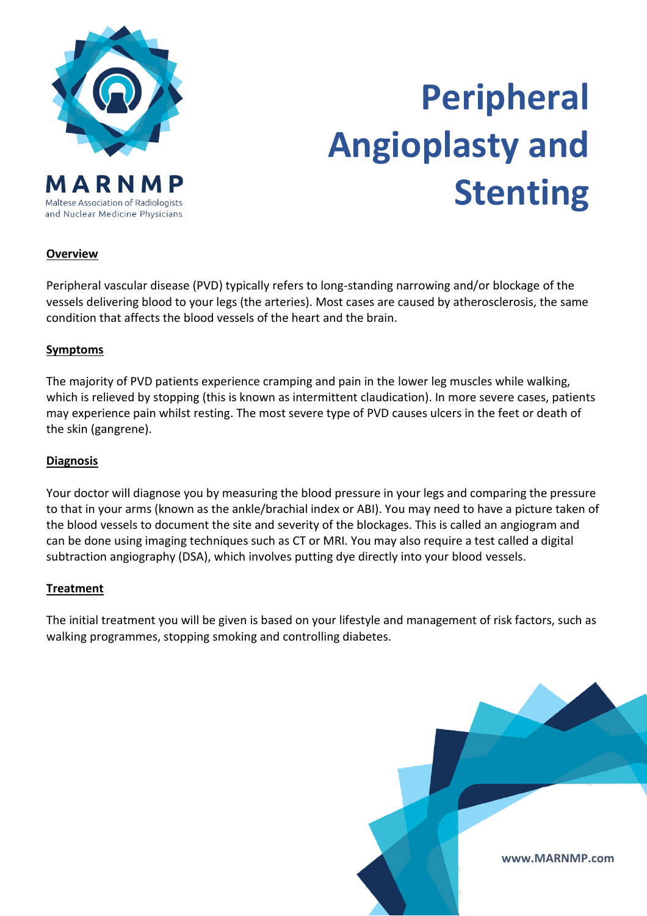MARNMP

Maltese Association of Radiologists and Nuclear Medicine Physicians

# Peripheral Angioplasty and Stenting

## Overview

Peripheral vascular disease (PVD) typically refers to long-standing narrowing and/or blockage of the vessels delivering blood to your legs (the arteries). Most cases are caused by atherosclerosis, the same condition that affects the blood vessels of the heart and the brain.

## Symptoms

The majority of PVD patients experience cramping and pain in the lower leg muscles while walking, which is relieved by stopping (this is known as intermittent claudication). In more severe cases, patients may experience pain whilst resting. The most severe type of PVD causes ulcers in the feet or death of the skin (gangrene).

## Diagnosis

Your doctor will diagnose you by measuring the blood pressure in your legs and comparing the pressure to that in your arms (known as the ankle/brachial index or ABI). You may need to have a picture taken of the blood vessels to document the site and severity of the blockages. This is called an angiogram and can be done using imaging techniques such as CT or MRI. You may also require a test called a digital subtraction angiography (DSA), which involves putting dye directly into your blood vessels.

## Treatment

The initial treatment you will be given is based on your lifestyle and management of risk factors, such as walking programmes, stopping smoking and controlling diabetes.

www.MARNMP.com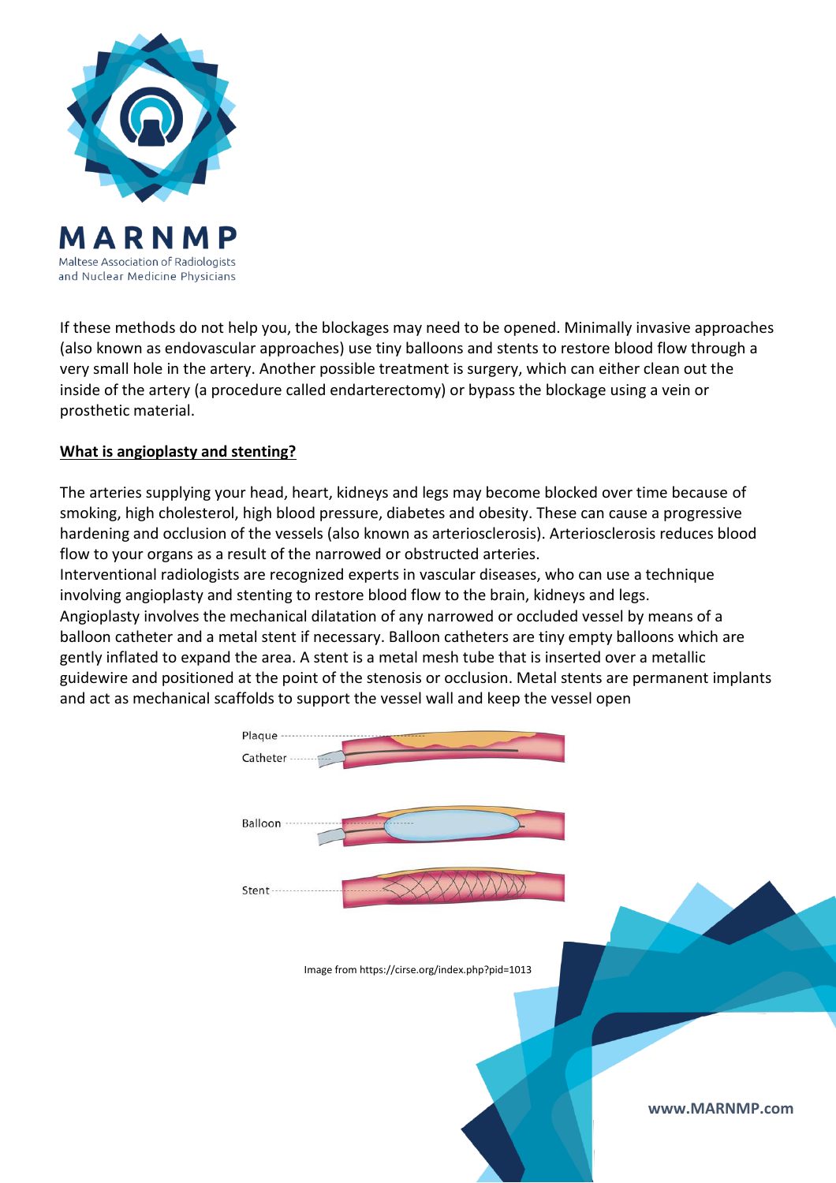If these methods do not help you, the blockages may need to be opened. Minimally invasive approaches (also known as endovascular approaches) use tiny balloons and stents to restore blood flow through a very small hole in the artery. Another possible treatment is surgery, which can either clean out the inside of the artery (a procedure called endarterectomy) or bypass the blockage using a vein or prosthetic material.

**<u>What is angioplasty and stenting?</u>**

The arteries supplying your head, heart, kidneys and legs may become blocked over time because of smoking, high cholesterol, high blood pressure, diabetes and obesity. These can cause a progressive hardening and occlusion of the vessels (also known as arteriosclerosis). Arteriosclerosis reduces blood flow to your organs as a result of the narrowed or obstructed arteries.
Interventional radiologists are recognized experts in vascular diseases, who can use a technique involving angioplasty and stenting to restore blood flow to the brain, kidneys and legs.
Angioplasty involves the mechanical dilatation of any narrowed or occluded vessel by means of a balloon catheter and a metal stent if necessary. Balloon catheters are tiny empty balloons which are gently inflated to expand the area. A stent is a metal mesh tube that is inserted over a metallic guidewire and positioned at the point of the stenosis or occlusion. Metal stents are permanent implants and act as mechanical scaffolds to support the vessel wall and keep the vessel open

Plaque

Catheter

Balloon

Stent

Image from https://cirse.org/index.php?pid=1013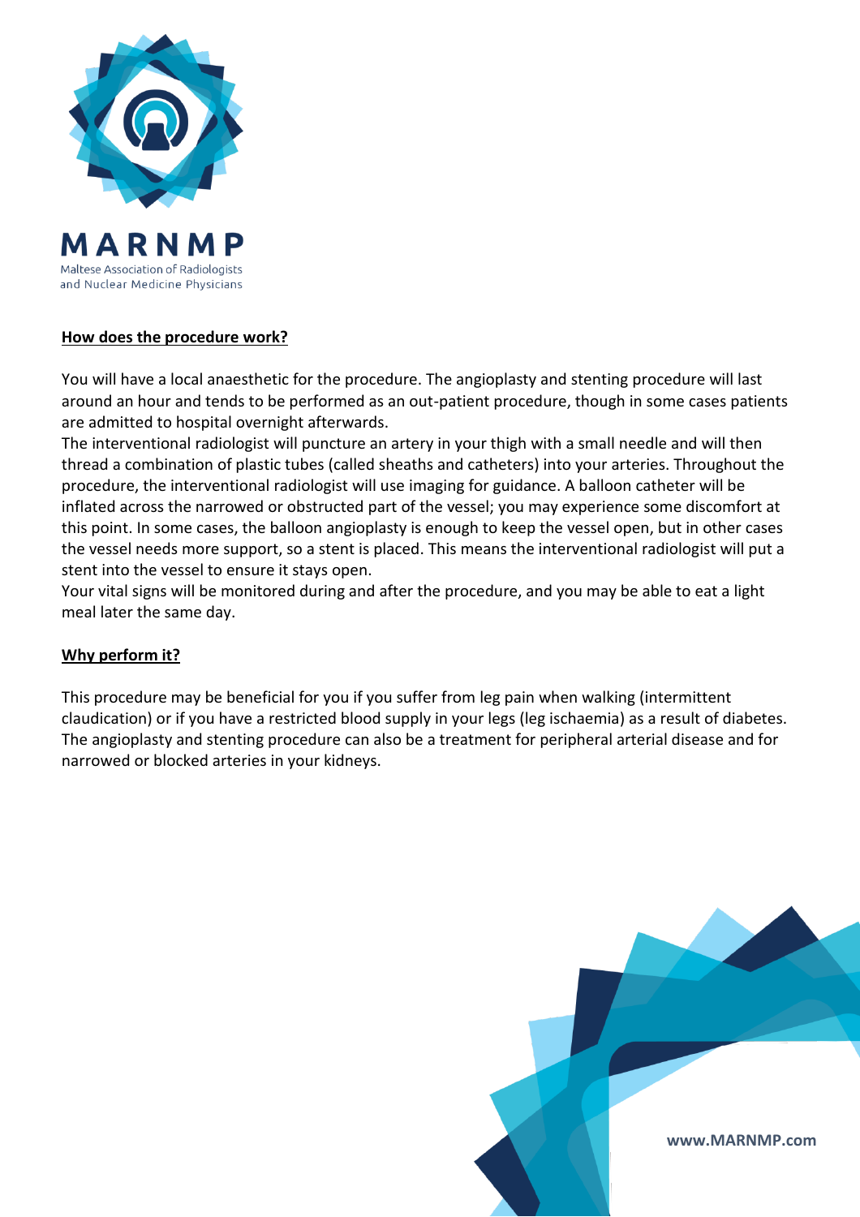## How does the procedure work?

You will have a local anaesthetic for the procedure. The angioplasty and stenting procedure will last around an hour and tends to be performed as an out-patient procedure, though in some cases patients are admitted to hospital overnight afterwards.

The interventional radiologist will puncture an artery in your thigh with a small needle and will then thread a combination of plastic tubes (called sheaths and catheters) into your arteries. Throughout the procedure, the interventional radiologist will use imaging for guidance. A balloon catheter will be inflated across the narrowed or obstructed part of the vessel; you may experience some discomfort at this point. In some cases, the balloon angioplasty is enough to keep the vessel open, but in other cases the vessel needs more support, so a stent is placed. This means the interventional radiologist will put a stent into the vessel to ensure it stays open.

Your vital signs will be monitored during and after the procedure, and you may be able to eat a light meal later the same day.

## Why perform it?

This procedure may be beneficial for you if you suffer from leg pain when walking (intermittent claudication) or if you have a restricted blood supply in your legs (leg ischaemia) as a result of diabetes. The angioplasty and stenting procedure can also be a treatment for peripheral arterial disease and for narrowed or blocked arteries in your kidneys.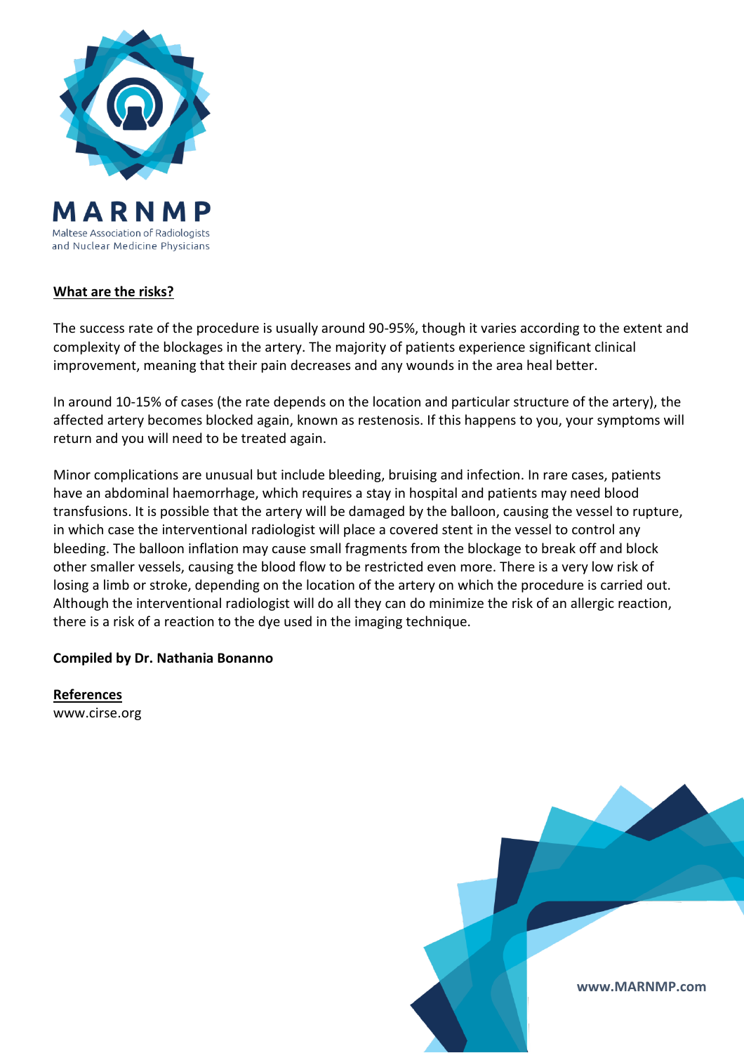MARNMP

Maltese Association of Radiologists and Nuclear Medicine Physicians

## What are the risks?

The success rate of the procedure is usually around 90-95%, though it varies according to the extent and complexity of the blockages in the artery. The majority of patients experience significant clinical improvement, meaning that their pain decreases and any wounds in the area heal better.

In around 10-15% of cases (the rate depends on the location and particular structure of the artery), the affected artery becomes blocked again, known as restenosis. If this happens to you, your symptoms will return and you will need to be treated again.

Minor complications are unusual but include bleeding, bruising and infection. In rare cases, patients have an abdominal haemorrhage, which requires a stay in hospital and patients may need blood transfusions. It is possible that the artery will be damaged by the balloon, causing the vessel to rupture, in which case the interventional radiologist will place a covered stent in the vessel to control any bleeding. The balloon inflation may cause small fragments from the blockage to break off and block other smaller vessels, causing the blood flow to be restricted even more. There is a very low risk of losing a limb or stroke, depending on the location of the artery on which the procedure is carried out. Although the interventional radiologist will do all they can do minimize the risk of an allergic reaction, there is a risk of a reaction to the dye used in the imaging technique.

**Compiled by Dr. Nathania Bonanno**

## References

www.cirse.org

www.MARNMP.com